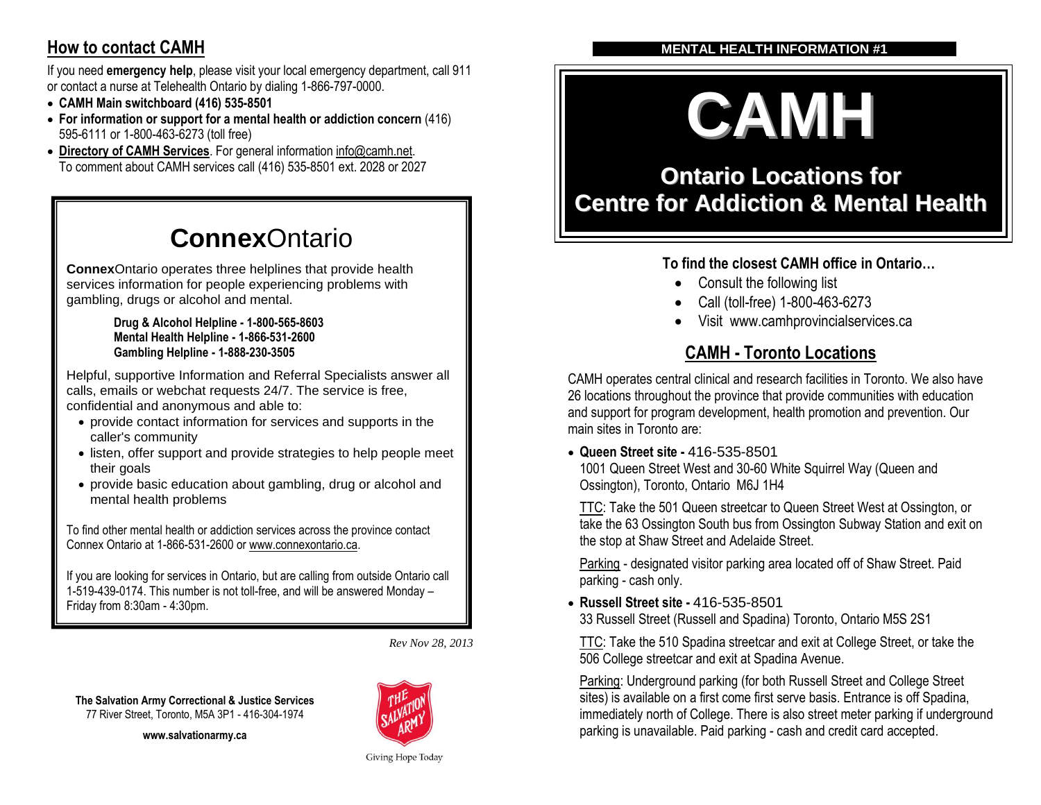## How to contact CAMH

If you need **emergency help**, please visit your local emergency department, call 911 or contact a nurse at Telehealth Ontario by dialing 1-866-797-0000.

- **CAMH Main switchboard (416) 535-8501**
- **For information or support for a mental health or addiction concern** (416) 595-6111 or 1-800-463-6273 (toll free)
- **Directory of CAMH Services**. For general information info@camh.net. To comment about CAMH services call (416) 535-8501 ext. 2028 or 2027

# **Connex**Ontario

**Connex**Ontario operates three helplines that provide health services information for people experiencing problems with gambling, drugs or alcohol and mental.

**Drug & Alcohol Helpline - 1-800-565-8603**
**Mental Health Helpline - 1-866-531-2600**
**Gambling Helpline - 1-888-230-3505**

Helpful, supportive Information and Referral Specialists answer all calls, emails or webchat requests 24/7. The service is free, confidential and anonymous and able to:

- provide contact information for services and supports in the caller's community
- listen, offer support and provide strategies to help people meet their goals
- provide basic education about gambling, drug or alcohol and mental health problems

To find other mental health or addiction services across the province contact Connex Ontario at 1-866-531-2600 or www.connexontario.ca.

If you are looking for services in Ontario, but are calling from outside Ontario call 1-519-439-0174. This number is not toll-free, and will be answered Monday – Friday from 8:30am - 4:30pm.

*Rev Nov 28, 2013*

**The Salvation Army Correctional & Justice Services**
77 River Street, Toronto, M5A 3P1 - 416-304-1974

**www.salvationarmy.ca**

Giving Hope Today

**MENTAL HEALTH INFORMATION #1**

# CAMH

## Ontario Locations for Centre for Addiction & Mental Health

**To find the closest CAMH office in Ontario…**

- Consult the following list
- Call (toll-free) 1-800-463-6273
- Visit www.camhprovincialservices.ca

## CAMH - Toronto Locations

CAMH operates central clinical and research facilities in Toronto. We also have 26 locations throughout the province that provide communities with education and support for program development, health promotion and prevention. Our main sites in Toronto are:

- **Queen Street site -** 416-535-8501
  1001 Queen Street West and 30-60 White Squirrel Way (Queen and Ossington), Toronto, Ontario M6J 1H4

  TTC: Take the 501 Queen streetcar to Queen Street West at Ossington, or take the 63 Ossington South bus from Ossington Subway Station and exit on the stop at Shaw Street and Adelaide Street.

  Parking - designated visitor parking area located off of Shaw Street. Paid parking - cash only.

- **Russell Street site -** 416-535-8501
  33 Russell Street (Russell and Spadina) Toronto, Ontario M5S 2S1

  TTC: Take the 510 Spadina streetcar and exit at College Street, or take the 506 College streetcar and exit at Spadina Avenue.

  Parking: Underground parking (for both Russell Street and College Street sites) is available on a first come first serve basis. Entrance is off Spadina, immediately north of College. There is also street meter parking if underground parking is unavailable. Paid parking - cash and credit card accepted.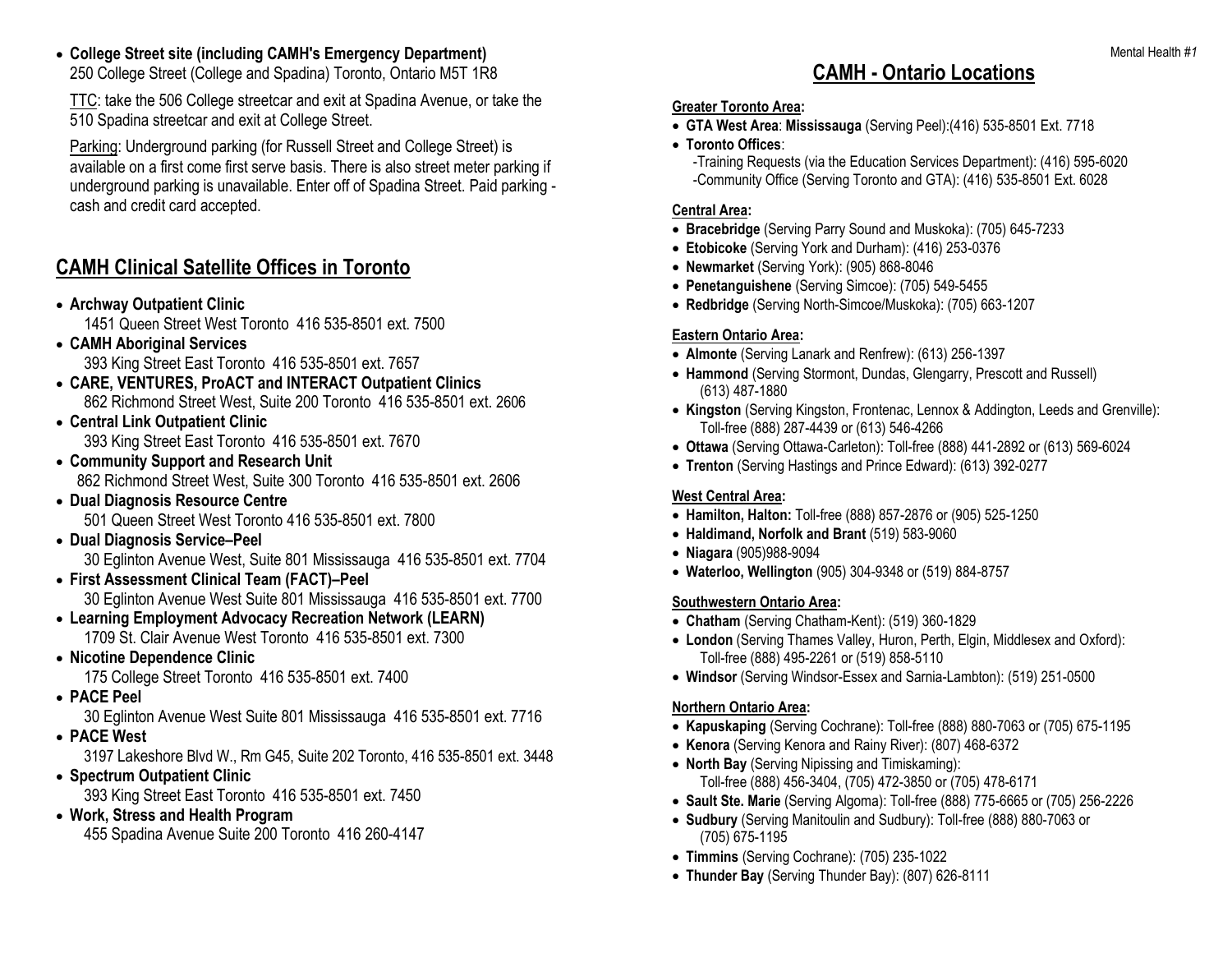- **College Street site (including CAMH's Emergency Department)**
  250 College Street (College and Spadina) Toronto, Ontario M5T 1R8

  TTC: take the 506 College streetcar and exit at Spadina Avenue, or take the 510 Spadina streetcar and exit at College Street.

  Parking: Underground parking (for Russell Street and College Street) is available on a first come first serve basis. There is also street meter parking if underground parking is unavailable. Enter off of Spadina Street. Paid parking - cash and credit card accepted.

## CAMH Clinical Satellite Offices in Toronto

- **Archway Outpatient Clinic**
  1451 Queen Street West Toronto 416 535-8501 ext. 7500
- **CAMH Aboriginal Services**
  393 King Street East Toronto 416 535-8501 ext. 7657
- **CARE, VENTURES, ProACT and INTERACT Outpatient Clinics**
  862 Richmond Street West, Suite 200 Toronto 416 535-8501 ext. 2606
- **Central Link Outpatient Clinic**
  393 King Street East Toronto 416 535-8501 ext. 7670
- **Community Support and Research Unit**
  862 Richmond Street West, Suite 300 Toronto 416 535-8501 ext. 2606
- **Dual Diagnosis Resource Centre**
  501 Queen Street West Toronto 416 535-8501 ext. 7800
- **Dual Diagnosis Service–Peel**
  30 Eglinton Avenue West, Suite 801 Mississauga 416 535-8501 ext. 7704
- **First Assessment Clinical Team (FACT)–Peel**
  30 Eglinton Avenue West Suite 801 Mississauga 416 535-8501 ext. 7700
- **Learning Employment Advocacy Recreation Network (LEARN)**
  1709 St. Clair Avenue West Toronto 416 535-8501 ext. 7300
- **Nicotine Dependence Clinic**
  175 College Street Toronto 416 535-8501 ext. 7400
- **PACE Peel**
  30 Eglinton Avenue West Suite 801 Mississauga 416 535-8501 ext. 7716
- **PACE West**
  3197 Lakeshore Blvd W., Rm G45, Suite 202 Toronto, 416 535-8501 ext. 3448
- **Spectrum Outpatient Clinic**
  393 King Street East Toronto 416 535-8501 ext. 7450
- **Work, Stress and Health Program**
  455 Spadina Avenue Suite 200 Toronto 416 260-4147

## CAMH - Ontario Locations

**Greater Toronto Area:**

- **GTA West Area**: **Mississauga** (Serving Peel):(416) 535-8501 Ext. 7718
- **Toronto Offices**:
  -Training Requests (via the Education Services Department): (416) 595-6020
  -Community Office (Serving Toronto and GTA): (416) 535-8501 Ext. 6028

**Central Area:**

- **Bracebridge** (Serving Parry Sound and Muskoka): (705) 645-7233
- **Etobicoke** (Serving York and Durham): (416) 253-0376
- **Newmarket** (Serving York): (905) 868-8046
- **Penetanguishene** (Serving Simcoe): (705) 549-5455
- **Redbridge** (Serving North-Simcoe/Muskoka): (705) 663-1207

**Eastern Ontario Area:**

- **Almonte** (Serving Lanark and Renfrew): (613) 256-1397
- **Hammond** (Serving Stormont, Dundas, Glengarry, Prescott and Russell) (613) 487-1880
- **Kingston** (Serving Kingston, Frontenac, Lennox & Addington, Leeds and Grenville): Toll-free (888) 287-4439 or (613) 546-4266
- **Ottawa** (Serving Ottawa-Carleton): Toll-free (888) 441-2892 or (613) 569-6024
- **Trenton** (Serving Hastings and Prince Edward): (613) 392-0277

**West Central Area:**

- **Hamilton, Halton:** Toll-free (888) 857-2876 or (905) 525-1250
- **Haldimand, Norfolk and Brant** (519) 583-9060
- **Niagara** (905)988-9094
- **Waterloo, Wellington** (905) 304-9348 or (519) 884-8757

**Southwestern Ontario Area:**

- **Chatham** (Serving Chatham-Kent): (519) 360-1829
- **London** (Serving Thames Valley, Huron, Perth, Elgin, Middlesex and Oxford): Toll-free (888) 495-2261 or (519) 858-5110
- **Windsor** (Serving Windsor-Essex and Sarnia-Lambton): (519) 251-0500

**Northern Ontario Area:**

- **Kapuskaping** (Serving Cochrane): Toll-free (888) 880-7063 or (705) 675-1195
- **Kenora** (Serving Kenora and Rainy River): (807) 468-6372
- **North Bay** (Serving Nipissing and Timiskaming): Toll-free (888) 456-3404, (705) 472-3850 or (705) 478-6171
- **Sault Ste. Marie** (Serving Algoma): Toll-free (888) 775-6665 or (705) 256-2226
- **Sudbury** (Serving Manitoulin and Sudbury): Toll-free (888) 880-7063 or (705) 675-1195
- **Timmins** (Serving Cochrane): (705) 235-1022
- **Thunder Bay** (Serving Thunder Bay): (807) 626-8111